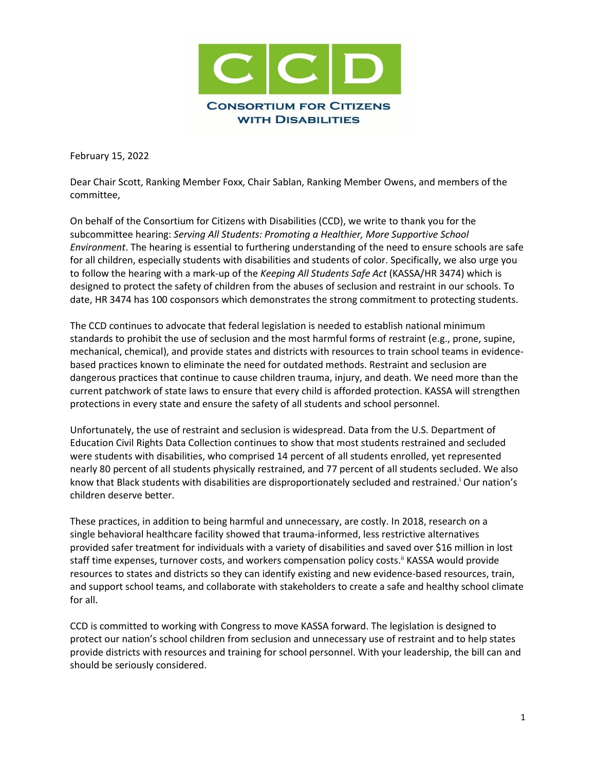CCD

CONSORTIUM FOR CITIZENS WITH DISABILITIES

February 15, 2022

Dear Chair Scott, Ranking Member Foxx, Chair Sablan, Ranking Member Owens, and members of the committee,

On behalf of the Consortium for Citizens with Disabilities (CCD), we write to thank you for the subcommittee hearing: *Serving All Students: Promoting a Healthier, More Supportive School Environment*. The hearing is essential to furthering understanding of the need to ensure schools are safe for all children, especially students with disabilities and students of color. Specifically, we also urge you to follow the hearing with a mark-up of the *Keeping All Students Safe Act* (KASSA/HR 3474) which is designed to protect the safety of children from the abuses of seclusion and restraint in our schools. To date, HR 3474 has 100 cosponsors which demonstrates the strong commitment to protecting students.

The CCD continues to advocate that federal legislation is needed to establish national minimum standards to prohibit the use of seclusion and the most harmful forms of restraint (e.g., prone, supine, mechanical, chemical), and provide states and districts with resources to train school teams in evidence-based practices known to eliminate the need for outdated methods. Restraint and seclusion are dangerous practices that continue to cause children trauma, injury, and death. We need more than the current patchwork of state laws to ensure that every child is afforded protection. KASSA will strengthen protections in every state and ensure the safety of all students and school personnel.

Unfortunately, the use of restraint and seclusion is widespread. Data from the U.S. Department of Education Civil Rights Data Collection continues to show that most students restrained and secluded were students with disabilities, who comprised 14 percent of all students enrolled, yet represented nearly 80 percent of all students physically restrained, and 77 percent of all students secluded. We also know that Black students with disabilities are disproportionately secluded and restrained.[i] Our nation's children deserve better.

These practices, in addition to being harmful and unnecessary, are costly. In 2018, research on a single behavioral healthcare facility showed that trauma-informed, less restrictive alternatives provided safer treatment for individuals with a variety of disabilities and saved over $16 million in lost staff time expenses, turnover costs, and workers compensation policy costs.[ii] KASSA would provide resources to states and districts so they can identify existing and new evidence-based resources, train, and support school teams, and collaborate with stakeholders to create a safe and healthy school climate for all.

CCD is committed to working with Congress to move KASSA forward. The legislation is designed to protect our nation's school children from seclusion and unnecessary use of restraint and to help states provide districts with resources and training for school personnel. With your leadership, the bill can and should be seriously considered.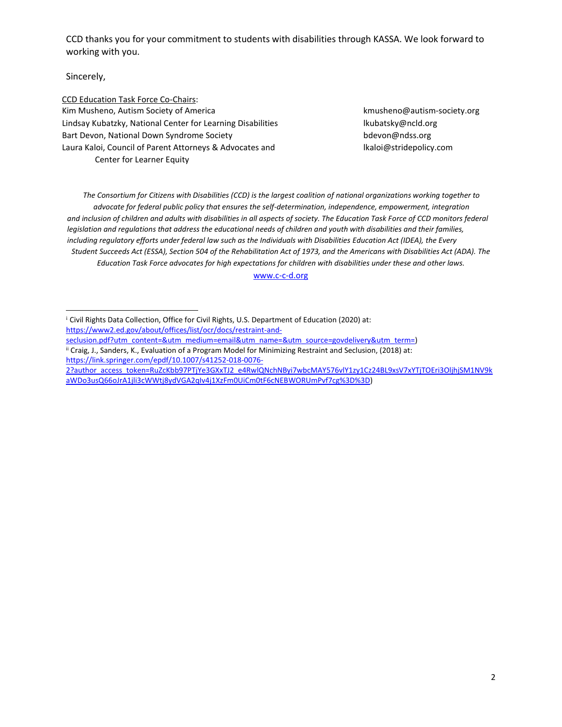CCD thanks you for your commitment to students with disabilities through KASSA. We look forward to working with you.

Sincerely,

CCD Education Task Force Co-Chairs:

Kim Musheno, Autism Society of America kmusheno@autism-society.org
Lindsay Kubatzky, National Center for Learning Disabilities lkubatsky@ncld.org
Bart Devon, National Down Syndrome Society bdevon@ndss.org
Laura Kaloi, Council of Parent Attorneys & Advocates and Center for Learner Equity lkaloi@stridepolicy.com

*The Consortium for Citizens with Disabilities (CCD) is the largest coalition of national organizations working together to advocate for federal public policy that ensures the self-determination, independence, empowerment, integration and inclusion of children and adults with disabilities in all aspects of society. The Education Task Force of CCD monitors federal legislation and regulations that address the educational needs of children and youth with disabilities and their families, including regulatory efforts under federal law such as the Individuals with Disabilities Education Act (IDEA), the Every Student Succeeds Act (ESSA), Section 504 of the Rehabilitation Act of 1973, and the Americans with Disabilities Act (ADA). The Education Task Force advocates for high expectations for children with disabilities under these and other laws.*

www.c-c-d.org

---

[i] Civil Rights Data Collection, Office for Civil Rights, U.S. Department of Education (2020) at: https://www2.ed.gov/about/offices/list/ocr/docs/restraint-and-seclusion.pdf?utm_content=&utm_medium=email&utm_name=&utm_source=govdelivery&utm_term=)

[ii] Craig, J., Sanders, K., Evaluation of a Program Model for Minimizing Restraint and Seclusion, (2018) at: https://link.springer.com/epdf/10.1007/s41252-018-0076-2?author_access_token=RuZcKbb97PTjYe3GXxTJ2_e4RwlQNchNByi7wbcMAY576vlY1zy1Cz24BL9xsV7xYTjTOEri3OljhjSM1NV9kaWDo3usQ66oJrA1jli3cWWtj8ydVGA2qlv4j1XzFm0UiCm0tF6cNEBWORUmPvf7cg%3D%3D)